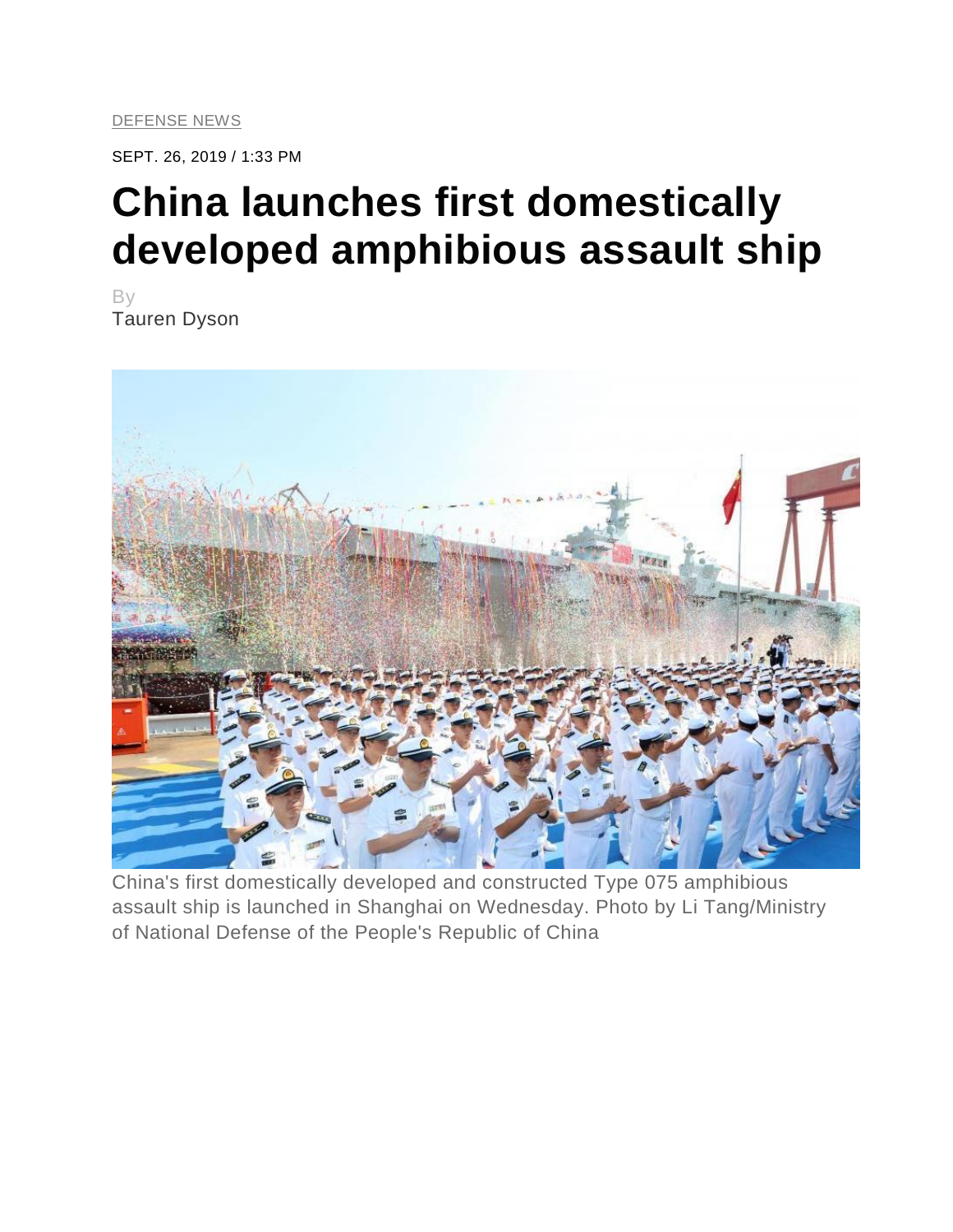DEFENSE NEWS

SEPT. 26, 2019 / 1:33 PM

# China launches first domestically developed amphibious assault ship

By
Tauren Dyson

China's first domestically developed and constructed Type 075 amphibious assault ship is launched in Shanghai on Wednesday. Photo by Li Tang/Ministry of National Defense of the People's Republic of China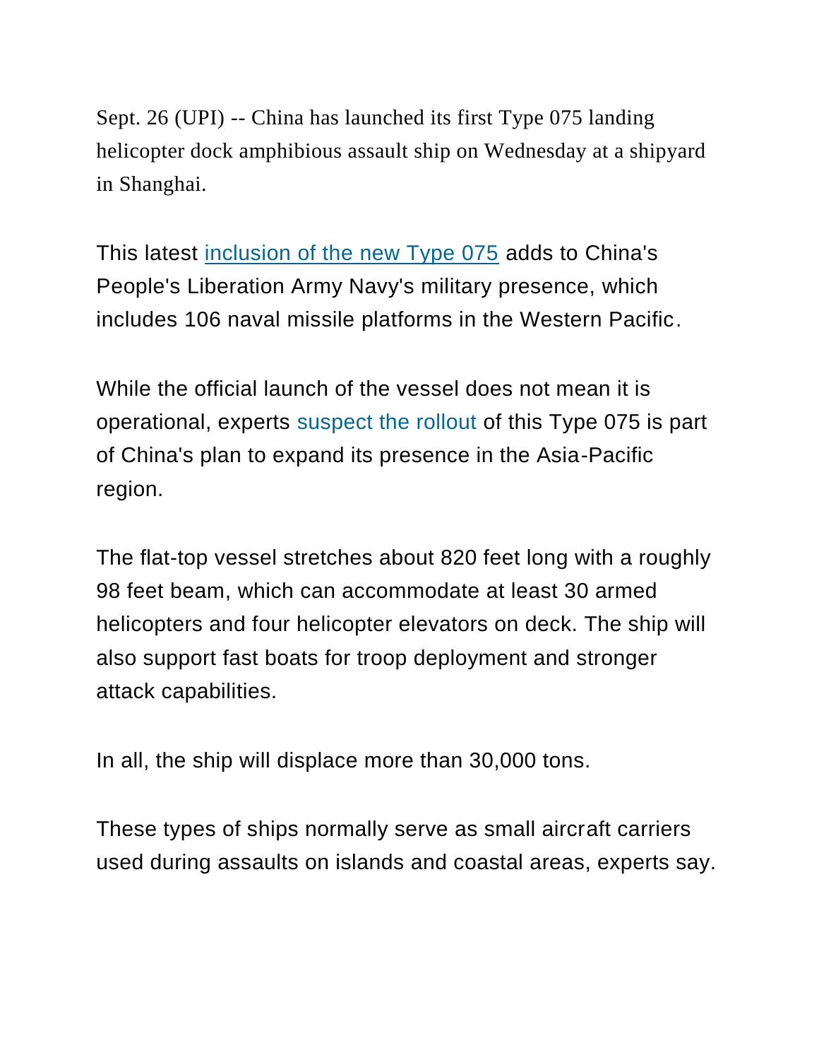Sept. 26 (UPI) -- China has launched its first Type 075 landing helicopter dock amphibious assault ship on Wednesday at a shipyard in Shanghai.

This latest inclusion of the new Type 075 adds to China's People's Liberation Army Navy's military presence, which includes 106 naval missile platforms in the Western Pacific.

While the official launch of the vessel does not mean it is operational, experts suspect the rollout of this Type 075 is part of China's plan to expand its presence in the Asia-Pacific region.

The flat-top vessel stretches about 820 feet long with a roughly 98 feet beam, which can accommodate at least 30 armed helicopters and four helicopter elevators on deck. The ship will also support fast boats for troop deployment and stronger attack capabilities.

In all, the ship will displace more than 30,000 tons.

These types of ships normally serve as small aircraft carriers used during assaults on islands and coastal areas, experts say.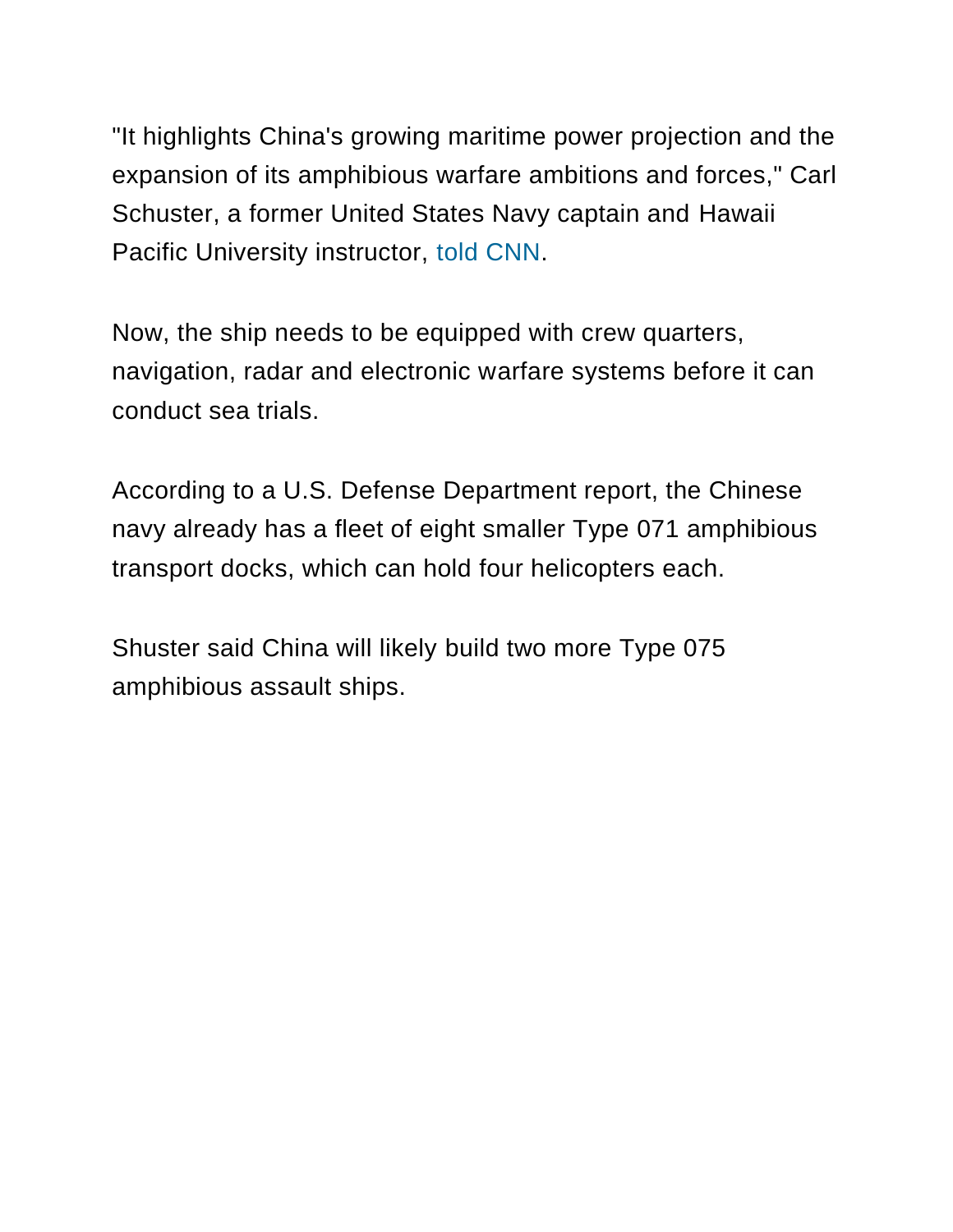"It highlights China's growing maritime power projection and the expansion of its amphibious warfare ambitions and forces," Carl Schuster, a former United States Navy captain and Hawaii Pacific University instructor, told CNN.

Now, the ship needs to be equipped with crew quarters, navigation, radar and electronic warfare systems before it can conduct sea trials.

According to a U.S. Defense Department report, the Chinese navy already has a fleet of eight smaller Type 071 amphibious transport docks, which can hold four helicopters each.

Shuster said China will likely build two more Type 075 amphibious assault ships.